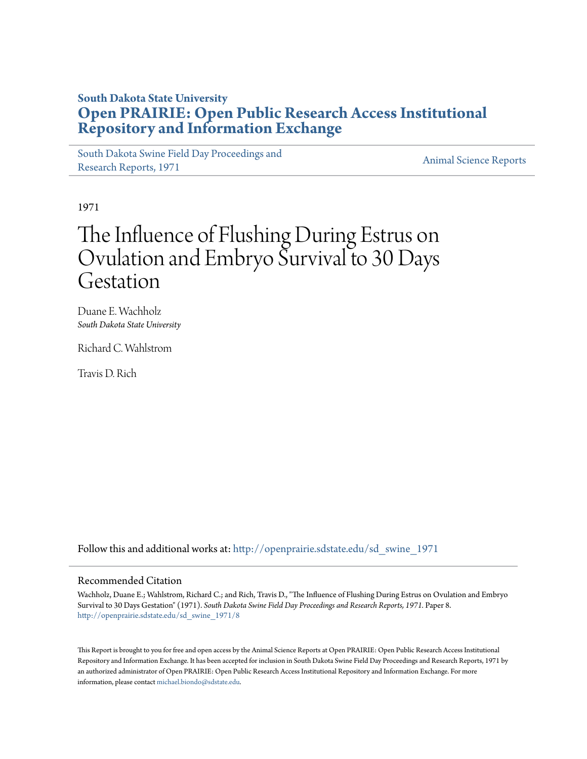South Dakota State University
# Open PRAIRIE: Open Public Research Access Institutional Repository and Information Exchange

South Dakota Swine Field Day Proceedings and Research Reports, 1971

Animal Science Reports

1971

# The Influence of Flushing During Estrus on Ovulation and Embryo Survival to 30 Days Gestation

Duane E. Wachholz
*South Dakota State University*

Richard C. Wahlstrom

Travis D. Rich

Follow this and additional works at: http://openprairie.sdstate.edu/sd_swine_1971

## Recommended Citation

Wachholz, Duane E.; Wahlstrom, Richard C.; and Rich, Travis D., "The Influence of Flushing During Estrus on Ovulation and Embryo Survival to 30 Days Gestation" (1971). *South Dakota Swine Field Day Proceedings and Research Reports, 1971*. Paper 8.
http://openprairie.sdstate.edu/sd_swine_1971/8

This Report is brought to you for free and open access by the Animal Science Reports at Open PRAIRIE: Open Public Research Access Institutional Repository and Information Exchange. It has been accepted for inclusion in South Dakota Swine Field Day Proceedings and Research Reports, 1971 by an authorized administrator of Open PRAIRIE: Open Public Research Access Institutional Repository and Information Exchange. For more information, please contact michael.biondo@sdstate.edu.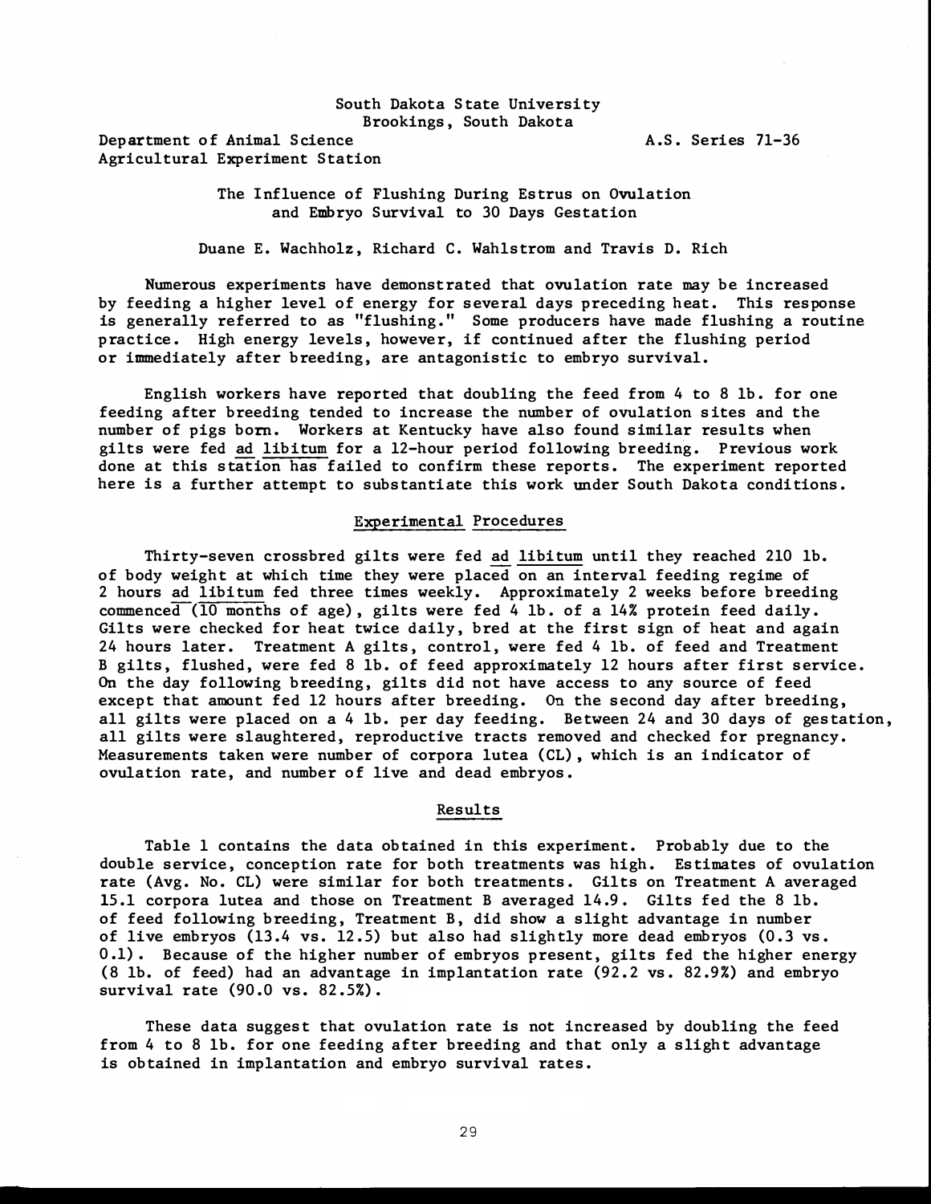South Dakota State University
Brookings, South Dakota

Department of Animal Science
Agricultural Experiment Station

A.S. Series 71-36

# The Influence of Flushing During Estrus on Ovulation and Embryo Survival to 30 Days Gestation

Duane E. Wachholz, Richard C. Wahlstrom and Travis D. Rich

Numerous experiments have demonstrated that ovulation rate may be increased by feeding a higher level of energy for several days preceding heat. This response is generally referred to as "flushing." Some producers have made flushing a routine practice. High energy levels, however, if continued after the flushing period or immediately after breeding, are antagonistic to embryo survival.

English workers have reported that doubling the feed from 4 to 8 lb. for one feeding after breeding tended to increase the number of ovulation sites and the number of pigs born. Workers at Kentucky have also found similar results when gilts were fed _ad libitum_ for a 12-hour period following breeding. Previous work done at this station has failed to confirm these reports. The experiment reported here is a further attempt to substantiate this work under South Dakota conditions.

## Experimental Procedures

Thirty-seven crossbred gilts were fed _ad libitum_ until they reached 210 lb. of body weight at which time they were placed on an interval feeding regime of 2 hours _ad libitum_ fed three times weekly. Approximately 2 weeks before breeding commenced (10 months of age), gilts were fed 4 lb. of a 14% protein feed daily. Gilts were checked for heat twice daily, bred at the first sign of heat and again 24 hours later. Treatment A gilts, control, were fed 4 lb. of feed and Treatment B gilts, flushed, were fed 8 lb. of feed approximately 12 hours after first service. On the day following breeding, gilts did not have access to any source of feed except that amount fed 12 hours after breeding. On the second day after breeding, all gilts were placed on a 4 lb. per day feeding. Between 24 and 30 days of gestation, all gilts were slaughtered, reproductive tracts removed and checked for pregnancy. Measurements taken were number of corpora lutea (CL), which is an indicator of ovulation rate, and number of live and dead embryos.

## Results

Table 1 contains the data obtained in this experiment. Probably due to the double service, conception rate for both treatments was high. Estimates of ovulation rate (Avg. No. CL) were similar for both treatments. Gilts on Treatment A averaged 15.1 corpora lutea and those on Treatment B averaged 14.9. Gilts fed the 8 lb. of feed following breeding, Treatment B, did show a slight advantage in number of live embryos (13.4 vs. 12.5) but also had slightly more dead embryos (0.3 vs. 0.1). Because of the higher number of embryos present, gilts fed the higher energy (8 lb. of feed) had an advantage in implantation rate (92.2 vs. 82.9%) and embryo survival rate (90.0 vs. 82.5%).

These data suggest that ovulation rate is not increased by doubling the feed from 4 to 8 lb. for one feeding after breeding and that only a slight advantage is obtained in implantation and embryo survival rates.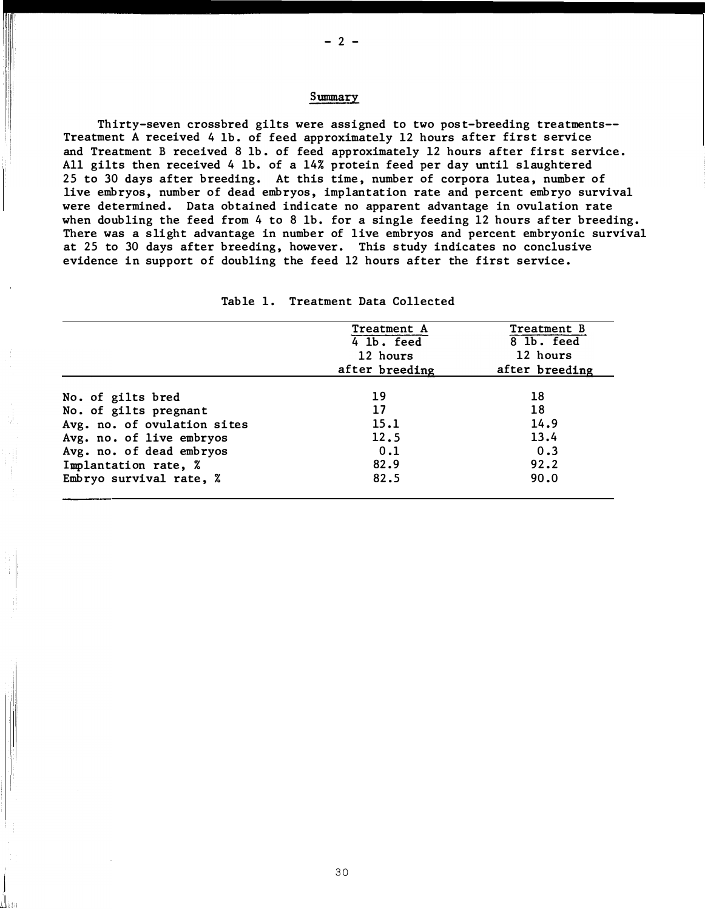## Summary

Thirty-seven crossbred gilts were assigned to two post-breeding treatments--Treatment A received 4 lb. of feed approximately 12 hours after first service and Treatment B received 8 lb. of feed approximately 12 hours after first service. All gilts then received 4 lb. of a 14% protein feed per day until slaughtered 25 to 30 days after breeding. At this time, number of corpora lutea, number of live embryos, number of dead embryos, implantation rate and percent embryo survival were determined. Data obtained indicate no apparent advantage in ovulation rate when doubling the feed from 4 to 8 lb. for a single feeding 12 hours after breeding. There was a slight advantage in number of live embryos and percent embryonic survival at 25 to 30 days after breeding, however. This study indicates no conclusive evidence in support of doubling the feed 12 hours after the first service.

Table 1. Treatment Data Collected

| | Treatment A 4 lb. feed 12 hours after breeding | Treatment B 8 lb. feed 12 hours after breeding |
|---|---|---|
| No. of gilts bred | 19 | 18 |
| No. of gilts pregnant | 17 | 18 |
| Avg. no. of ovulation sites | 15.1 | 14.9 |
| Avg. no. of live embryos | 12.5 | 13.4 |
| Avg. no. of dead embryos | 0.1 | 0.3 |
| Implantation rate, % | 82.9 | 92.2 |
| Embryo survival rate, % | 82.5 | 90.0 |